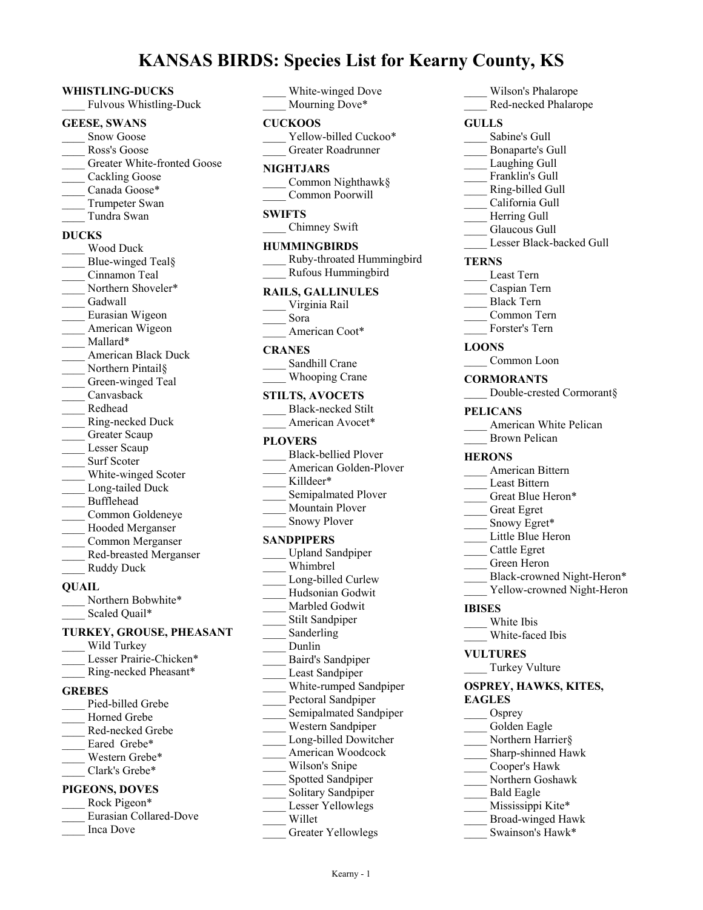# KANSAS BIRDS: Species List for Kearny County, KS

**WHISTLING-DUCKS**
____ Fulvous Whistling-Duck

**GEESE, SWANS**
____ Snow Goose
____ Ross's Goose
____ Greater White-fronted Goose
____ Cackling Goose
____ Canada Goose*
____ Trumpeter Swan
____ Tundra Swan

**DUCKS**
____ Wood Duck
____ Blue-winged Teal§
____ Cinnamon Teal
____ Northern Shoveler*
____ Gadwall
____ Eurasian Wigeon
____ American Wigeon
____ Mallard*
____ American Black Duck
____ Northern Pintail§
____ Green-winged Teal
____ Canvasback
____ Redhead
____ Ring-necked Duck
____ Greater Scaup
____ Lesser Scaup
____ Surf Scoter
____ White-winged Scoter
____ Long-tailed Duck
____ Bufflehead
____ Common Goldeneye
____ Hooded Merganser
____ Common Merganser
____ Red-breasted Merganser
____ Ruddy Duck

**QUAIL**
____ Northern Bobwhite*
____ Scaled Quail*

**TURKEY, GROUSE, PHEASANT**
____ Wild Turkey
____ Lesser Prairie-Chicken*
____ Ring-necked Pheasant*

**GREBES**
____ Pied-billed Grebe
____ Horned Grebe
____ Red-necked Grebe
____ Eared Grebe*
____ Western Grebe*
____ Clark's Grebe*

**PIGEONS, DOVES**
____ Rock Pigeon*
____ Eurasian Collared-Dove
____ Inca Dove
____ White-winged Dove
____ Mourning Dove*

**CUCKOOS**
____ Yellow-billed Cuckoo*
____ Greater Roadrunner

**NIGHTJARS**
____ Common Nighthawk§
____ Common Poorwill

**SWIFTS**
____ Chimney Swift

**HUMMINGBIRDS**
____ Ruby-throated Hummingbird
____ Rufous Hummingbird

**RAILS, GALLINULES**
____ Virginia Rail
____ Sora
____ American Coot*

**CRANES**
____ Sandhill Crane
____ Whooping Crane

**STILTS, AVOCETS**
____ Black-necked Stilt
____ American Avocet*

**PLOVERS**
____ Black-bellied Plover
____ American Golden-Plover
____ Killdeer*
____ Semipalmated Plover
____ Mountain Plover
____ Snowy Plover

**SANDPIPERS**
____ Upland Sandpiper
____ Whimbrel
____ Long-billed Curlew
____ Hudsonian Godwit
____ Marbled Godwit
____ Stilt Sandpiper
____ Sanderling
____ Dunlin
____ Baird's Sandpiper
____ Least Sandpiper
____ White-rumped Sandpiper
____ Pectoral Sandpiper
____ Semipalmated Sandpiper
____ Western Sandpiper
____ Long-billed Dowitcher
____ American Woodcock
____ Wilson's Snipe
____ Spotted Sandpiper
____ Solitary Sandpiper
____ Lesser Yellowlegs
____ Willet
____ Greater Yellowlegs
____ Wilson's Phalarope
____ Red-necked Phalarope

**GULLS**
____ Sabine's Gull
____ Bonaparte's Gull
____ Laughing Gull
____ Franklin's Gull
____ Ring-billed Gull
____ California Gull
____ Herring Gull
____ Glaucous Gull
____ Lesser Black-backed Gull

**TERNS**
____ Least Tern
____ Caspian Tern
____ Black Tern
____ Common Tern
____ Forster's Tern

**LOONS**
____ Common Loon

**CORMORANTS**
____ Double-crested Cormorant§

**PELICANS**
____ American White Pelican
____ Brown Pelican

**HERONS**
____ American Bittern
____ Least Bittern
____ Great Blue Heron*
____ Great Egret
____ Snowy Egret*
____ Little Blue Heron
____ Cattle Egret
____ Green Heron
____ Black-crowned Night-Heron*
____ Yellow-crowned Night-Heron

**IBISES**
____ White Ibis
____ White-faced Ibis

**VULTURES**
____ Turkey Vulture

**OSPREY, HAWKS, KITES, EAGLES**
____ Osprey
____ Golden Eagle
____ Northern Harrier§
____ Sharp-shinned Hawk
____ Cooper's Hawk
____ Northern Goshawk
____ Bald Eagle
____ Mississippi Kite*
____ Broad-winged Hawk
____ Swainson's Hawk*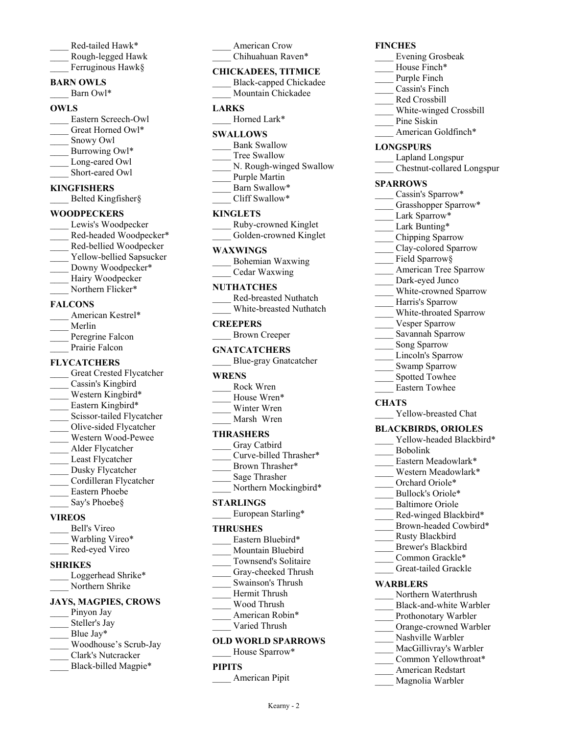____ Red-tailed Hawk*
____ Rough-legged Hawk
____ Ferruginous Hawk§

**BARN OWLS**

____ Barn Owl*

**OWLS**

____ Eastern Screech-Owl
____ Great Horned Owl*
____ Snowy Owl
____ Burrowing Owl*
____ Long-eared Owl
____ Short-eared Owl

**KINGFISHERS**

____ Belted Kingfisher§

**WOODPECKERS**

____ Lewis's Woodpecker
____ Red-headed Woodpecker*
____ Red-bellied Woodpecker
____ Yellow-bellied Sapsucker
____ Downy Woodpecker*
____ Hairy Woodpecker
____ Northern Flicker*

**FALCONS**

____ American Kestrel*
____ Merlin
____ Peregrine Falcon
____ Prairie Falcon

**FLYCATCHERS**

____ Great Crested Flycatcher
____ Cassin's Kingbird
____ Western Kingbird*
____ Eastern Kingbird*
____ Scissor-tailed Flycatcher
____ Olive-sided Flycatcher
____ Western Wood-Pewee
____ Alder Flycatcher
____ Least Flycatcher
____ Dusky Flycatcher
____ Cordilleran Flycatcher
____ Eastern Phoebe
____ Say's Phoebe§

**VIREOS**

____ Bell's Vireo
____ Warbling Vireo*
____ Red-eyed Vireo

**SHRIKES**

____ Loggerhead Shrike*
____ Northern Shrike

**JAYS, MAGPIES, CROWS**

____ Pinyon Jay
____ Steller's Jay
____ Blue Jay*
____ Woodhouse's Scrub-Jay
____ Clark's Nutcracker
____ Black-billed Magpie*
____ American Crow
____ Chihuahuan Raven*

**CHICKADEES, TITMICE**

____ Black-capped Chickadee
____ Mountain Chickadee

**LARKS**

____ Horned Lark*

**SWALLOWS**

____ Bank Swallow
____ Tree Swallow
____ N. Rough-winged Swallow
____ Purple Martin
____ Barn Swallow*
____ Cliff Swallow*

**KINGLETS**

____ Ruby-crowned Kinglet
____ Golden-crowned Kinglet

**WAXWINGS**

____ Bohemian Waxwing
____ Cedar Waxwing

**NUTHATCHES**

____ Red-breasted Nuthatch
____ White-breasted Nuthatch

**CREEPERS**

____ Brown Creeper

**GNATCATCHERS**

____ Blue-gray Gnatcatcher

**WRENS**

____ Rock Wren
____ House Wren*
____ Winter Wren
____ Marsh Wren

**THRASHERS**

____ Gray Catbird
____ Curve-billed Thrasher*
____ Brown Thrasher*
____ Sage Thrasher
____ Northern Mockingbird*

**STARLINGS**

____ European Starling*

**THRUSHES**

____ Eastern Bluebird*
____ Mountain Bluebird
____ Townsend's Solitaire
____ Gray-cheeked Thrush
____ Swainson's Thrush
____ Hermit Thrush
____ Wood Thrush
____ American Robin*
____ Varied Thrush

**OLD WORLD SPARROWS**

____ House Sparrow*

**PIPITS**

____ American Pipit

**FINCHES**

____ Evening Grosbeak
____ House Finch*
____ Purple Finch
____ Cassin's Finch
____ Red Crossbill
____ White-winged Crossbill
____ Pine Siskin
____ American Goldfinch*

**LONGSPURS**

____ Lapland Longspur
____ Chestnut-collared Longspur

**SPARROWS**

____ Cassin's Sparrow*
____ Grasshopper Sparrow*
____ Lark Sparrow*
____ Lark Bunting*
____ Chipping Sparrow
____ Clay-colored Sparrow
____ Field Sparrow§
____ American Tree Sparrow
____ Dark-eyed Junco
____ White-crowned Sparrow
____ Harris's Sparrow
____ White-throated Sparrow
____ Vesper Sparrow
____ Savannah Sparrow
____ Song Sparrow
____ Lincoln's Sparrow
____ Swamp Sparrow
____ Spotted Towhee
____ Eastern Towhee

**CHATS**

____ Yellow-breasted Chat

**BLACKBIRDS, ORIOLES**

____ Yellow-headed Blackbird*
____ Bobolink
____ Eastern Meadowlark*
____ Western Meadowlark*
____ Orchard Oriole*
____ Bullock's Oriole*
____ Baltimore Oriole
____ Red-winged Blackbird*
____ Brown-headed Cowbird*
____ Rusty Blackbird
____ Brewer's Blackbird
____ Common Grackle*
____ Great-tailed Grackle

**WARBLERS**

____ Northern Waterthrush
____ Black-and-white Warbler
____ Prothonotary Warbler
____ Orange-crowned Warbler
____ Nashville Warbler
____ MacGillivray's Warbler
____ Common Yellowthroat*
____ American Redstart
____ Magnolia Warbler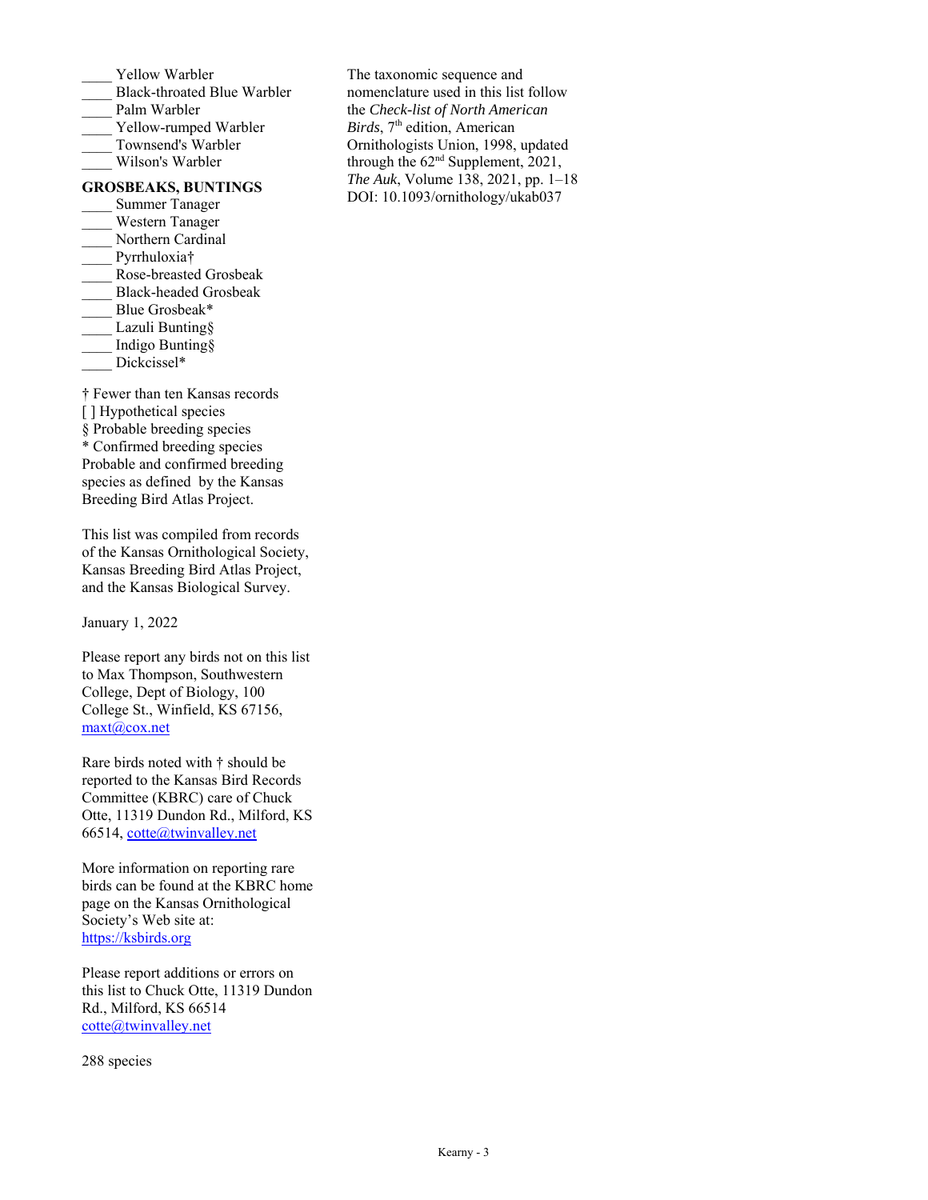____ Yellow Warbler
____ Black-throated Blue Warbler
____ Palm Warbler
____ Yellow-rumped Warbler
____ Townsend's Warbler
____ Wilson's Warbler

**GROSBEAKS, BUNTINGS**

____ Summer Tanager
____ Western Tanager
____ Northern Cardinal
____ Pyrrhuloxia†
____ Rose-breasted Grosbeak
____ Black-headed Grosbeak
____ Blue Grosbeak*
____ Lazuli Bunting§
____ Indigo Bunting§
____ Dickcissel*

† Fewer than ten Kansas records
[ ] Hypothetical species
§ Probable breeding species
* Confirmed breeding species
Probable and confirmed breeding species as defined by the Kansas Breeding Bird Atlas Project.

This list was compiled from records of the Kansas Ornithological Society, Kansas Breeding Bird Atlas Project, and the Kansas Biological Survey.

January 1, 2022

Please report any birds not on this list to Max Thompson, Southwestern College, Dept of Biology, 100 College St., Winfield, KS 67156, maxt@cox.net

Rare birds noted with † should be reported to the Kansas Bird Records Committee (KBRC) care of Chuck Otte, 11319 Dundon Rd., Milford, KS 66514, cotte@twinvalley.net

More information on reporting rare birds can be found at the KBRC home page on the Kansas Ornithological Society's Web site at: https://ksbirds.org

Please report additions or errors on this list to Chuck Otte, 11319 Dundon Rd., Milford, KS 66514 cotte@twinvalley.net

288 species

The taxonomic sequence and nomenclature used in this list follow the *Check-list of North American Birds*, 7th edition, American Ornithologists Union, 1998, updated through the 62nd Supplement, 2021, *The Auk*, Volume 138, 2021, pp. 1–18 DOI: 10.1093/ornithology/ukab037